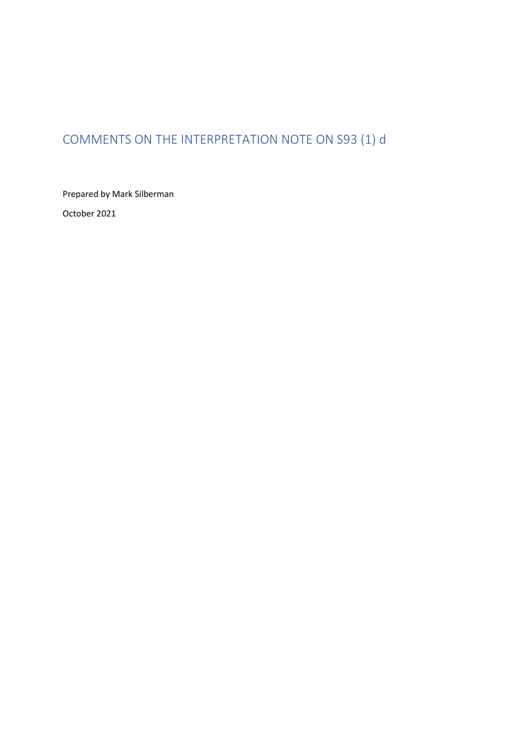# COMMENTS ON THE INTERPRETATION NOTE ON S93 (1) d

Prepared by Mark Silberman

October 2021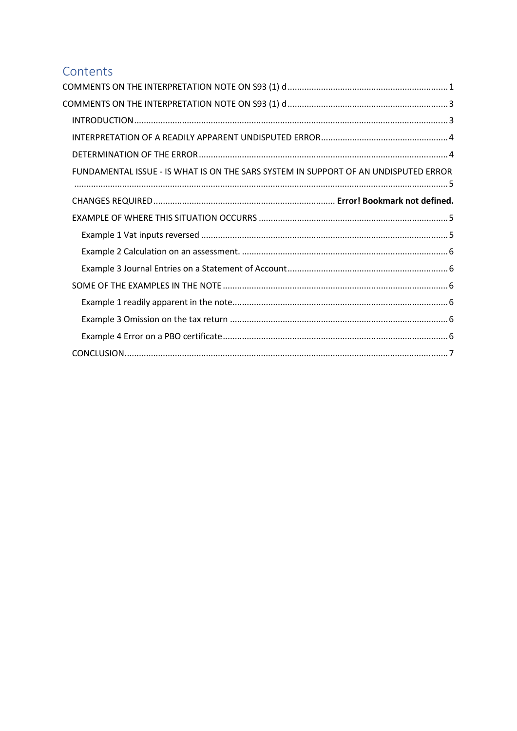# Contents

COMMENTS ON THE INTERPRETATION NOTE ON S93 (1) d ........ 1

COMMENTS ON THE INTERPRETATION NOTE ON S93 (1) d ........ 3

- INTRODUCTION ........ 3
- INTERPRETATION OF A READILY APPARENT UNDISPUTED ERROR ........ 4
- DETERMINATION OF THE ERROR ........ 4
- FUNDAMENTAL ISSUE - IS WHAT IS ON THE SARS SYSTEM IN SUPPORT OF AN UNDISPUTED ERROR ........ 5
- CHANGES REQUIRED ........ **Error! Bookmark not defined.**
- EXAMPLE OF WHERE THIS SITUATION OCCURRS ........ 5
  - Example 1 Vat inputs reversed ........ 5
  - Example 2 Calculation on an assessment. ........ 6
  - Example 3 Journal Entries on a Statement of Account ........ 6
- SOME OF THE EXAMPLES IN THE NOTE ........ 6
  - Example 1 readily apparent in the note ........ 6
  - Example 3 Omission on the tax return ........ 6
  - Example 4 Error on a PBO certificate ........ 6
- CONCLUSION ........ 7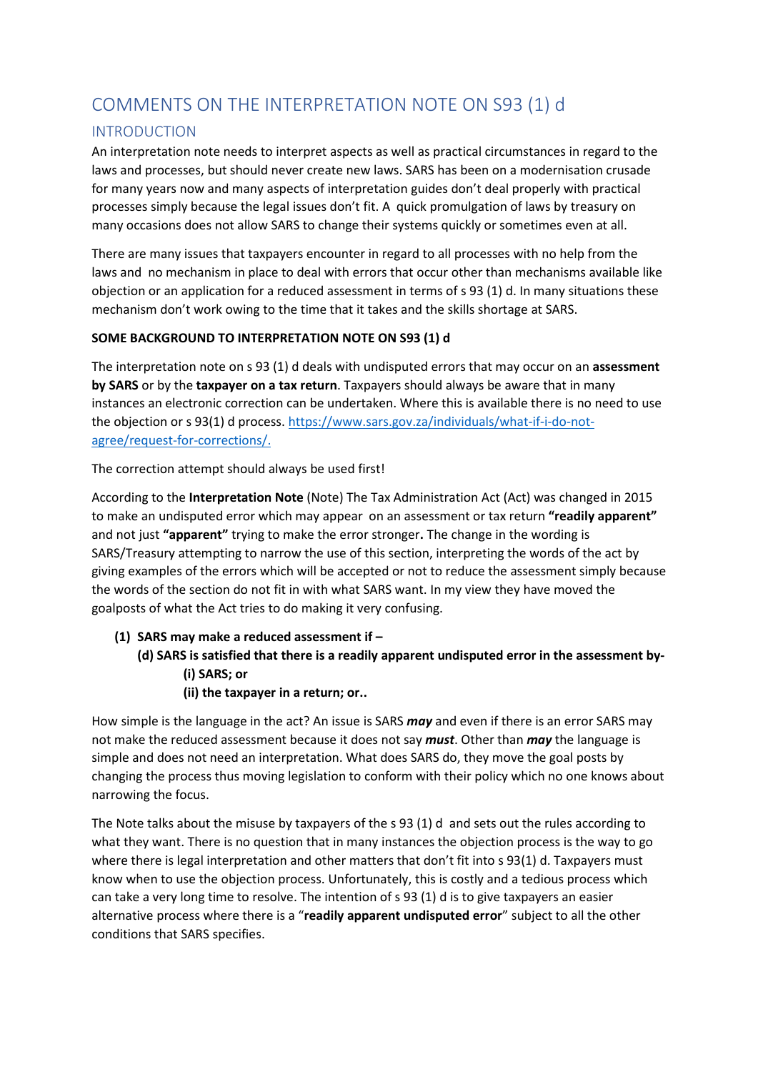# COMMENTS ON THE INTERPRETATION NOTE ON S93 (1) d

## INTRODUCTION

An interpretation note needs to interpret aspects as well as practical circumstances in regard to the laws and processes, but should never create new laws. SARS has been on a modernisation crusade for many years now and many aspects of interpretation guides don't deal properly with practical processes simply because the legal issues don't fit. A quick promulgation of laws by treasury on many occasions does not allow SARS to change their systems quickly or sometimes even at all.

There are many issues that taxpayers encounter in regard to all processes with no help from the laws and no mechanism in place to deal with errors that occur other than mechanisms available like objection or an application for a reduced assessment in terms of s 93 (1) d. In many situations these mechanism don't work owing to the time that it takes and the skills shortage at SARS.

**SOME BACKGROUND TO INTERPRETATION NOTE ON S93 (1) d**

The interpretation note on s 93 (1) d deals with undisputed errors that may occur on an **assessment by SARS** or by the **taxpayer on a tax return**. Taxpayers should always be aware that in many instances an electronic correction can be undertaken. Where this is available there is no need to use the objection or s 93(1) d process. [https://www.sars.gov.za/individuals/what-if-i-do-not-agree/request-for-corrections/.](https://www.sars.gov.za/individuals/what-if-i-do-not-agree/request-for-corrections/)

The correction attempt should always be used first!

According to the **Interpretation Note** (Note) The Tax Administration Act (Act) was changed in 2015 to make an undisputed error which may appear on an assessment or tax return **"readily apparent"** and not just **"apparent"** trying to make the error stronger**.** The change in the wording is SARS/Treasury attempting to narrow the use of this section, interpreting the words of the act by giving examples of the errors which will be accepted or not to reduce the assessment simply because the words of the section do not fit in with what SARS want. In my view they have moved the goalposts of what the Act tries to do making it very confusing.

> **(1) SARS may make a reduced assessment if –**
>
> **(d) SARS is satisfied that there is a readily apparent undisputed error in the assessment by-**
>
> **(i) SARS; or**
>
> **(ii) the taxpayer in a return; or..**

How simple is the language in the act? An issue is SARS ***may*** and even if there is an error SARS may not make the reduced assessment because it does not say ***must***. Other than ***may*** the language is simple and does not need an interpretation. What does SARS do, they move the goal posts by changing the process thus moving legislation to conform with their policy which no one knows about narrowing the focus.

The Note talks about the misuse by taxpayers of the s 93 (1) d and sets out the rules according to what they want. There is no question that in many instances the objection process is the way to go where there is legal interpretation and other matters that don't fit into s 93(1) d. Taxpayers must know when to use the objection process. Unfortunately, this is costly and a tedious process which can take a very long time to resolve. The intention of s 93 (1) d is to give taxpayers an easier alternative process where there is a "**readily apparent undisputed error**" subject to all the other conditions that SARS specifies.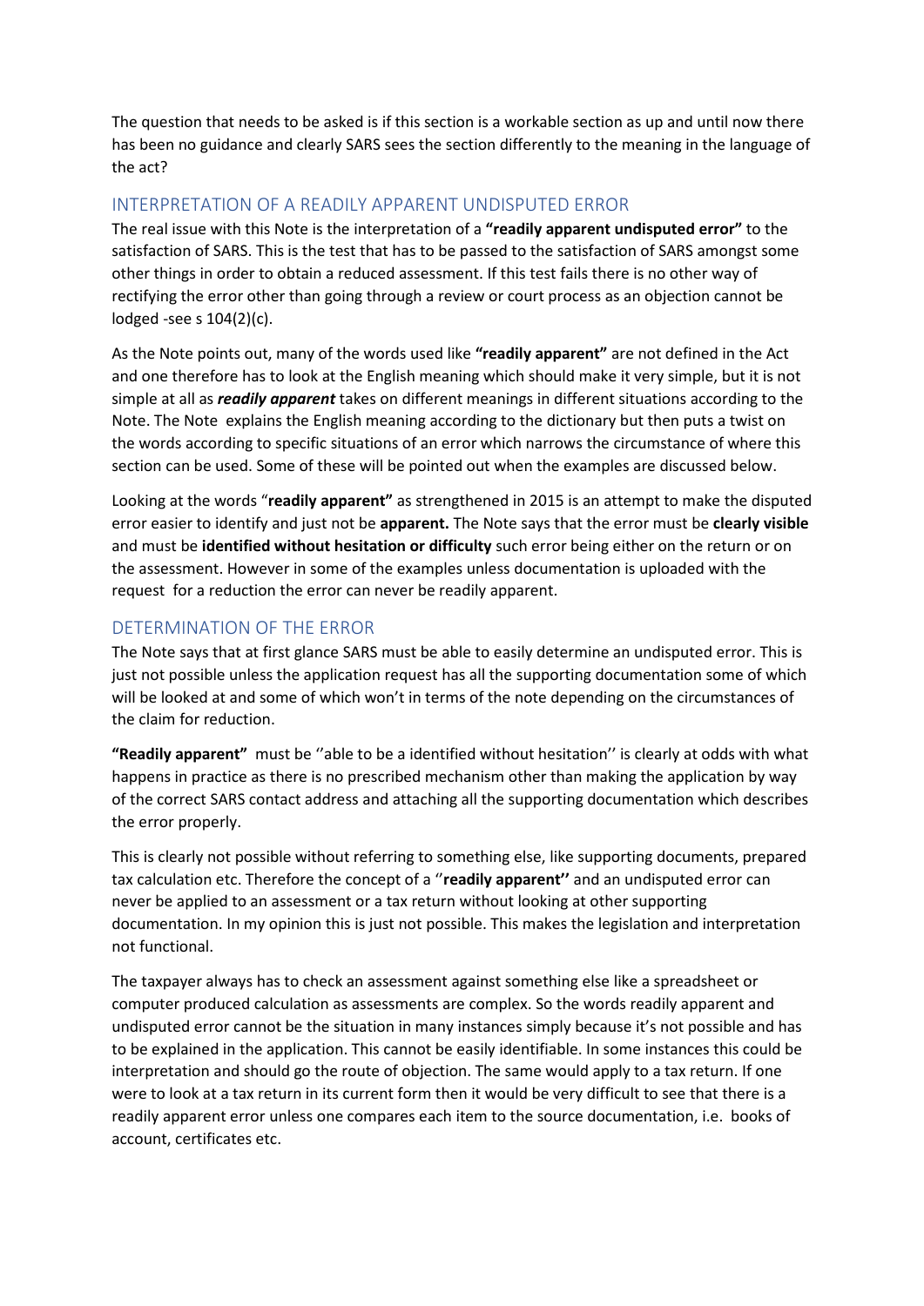The question that needs to be asked is if this section is a workable section as up and until now there has been no guidance and clearly SARS sees the section differently to the meaning in the language of the act?

## INTERPRETATION OF A READILY APPARENT UNDISPUTED ERROR

The real issue with this Note is the interpretation of a **"readily apparent undisputed error"** to the satisfaction of SARS. This is the test that has to be passed to the satisfaction of SARS amongst some other things in order to obtain a reduced assessment. If this test fails there is no other way of rectifying the error other than going through a review or court process as an objection cannot be lodged -see s 104(2)(c).

As the Note points out, many of the words used like **"readily apparent"** are not defined in the Act and one therefore has to look at the English meaning which should make it very simple, but it is not simple at all as ***readily apparent*** takes on different meanings in different situations according to the Note. The Note explains the English meaning according to the dictionary but then puts a twist on the words according to specific situations of an error which narrows the circumstance of where this section can be used. Some of these will be pointed out when the examples are discussed below.

Looking at the words "**readily apparent"** as strengthened in 2015 is an attempt to make the disputed error easier to identify and just not be **apparent.** The Note says that the error must be **clearly visible** and must be **identified without hesitation or difficulty** such error being either on the return or on the assessment. However in some of the examples unless documentation is uploaded with the request for a reduction the error can never be readily apparent.

## DETERMINATION OF THE ERROR

The Note says that at first glance SARS must be able to easily determine an undisputed error. This is just not possible unless the application request has all the supporting documentation some of which will be looked at and some of which won't in terms of the note depending on the circumstances of the claim for reduction.

**"Readily apparent"** must be ''able to be a identified without hesitation'' is clearly at odds with what happens in practice as there is no prescribed mechanism other than making the application by way of the correct SARS contact address and attaching all the supporting documentation which describes the error properly.

This is clearly not possible without referring to something else, like supporting documents, prepared tax calculation etc. Therefore the concept of a ''**readily apparent''** and an undisputed error can never be applied to an assessment or a tax return without looking at other supporting documentation. In my opinion this is just not possible. This makes the legislation and interpretation not functional.

The taxpayer always has to check an assessment against something else like a spreadsheet or computer produced calculation as assessments are complex. So the words readily apparent and undisputed error cannot be the situation in many instances simply because it's not possible and has to be explained in the application. This cannot be easily identifiable. In some instances this could be interpretation and should go the route of objection. The same would apply to a tax return. If one were to look at a tax return in its current form then it would be very difficult to see that there is a readily apparent error unless one compares each item to the source documentation, i.e. books of account, certificates etc.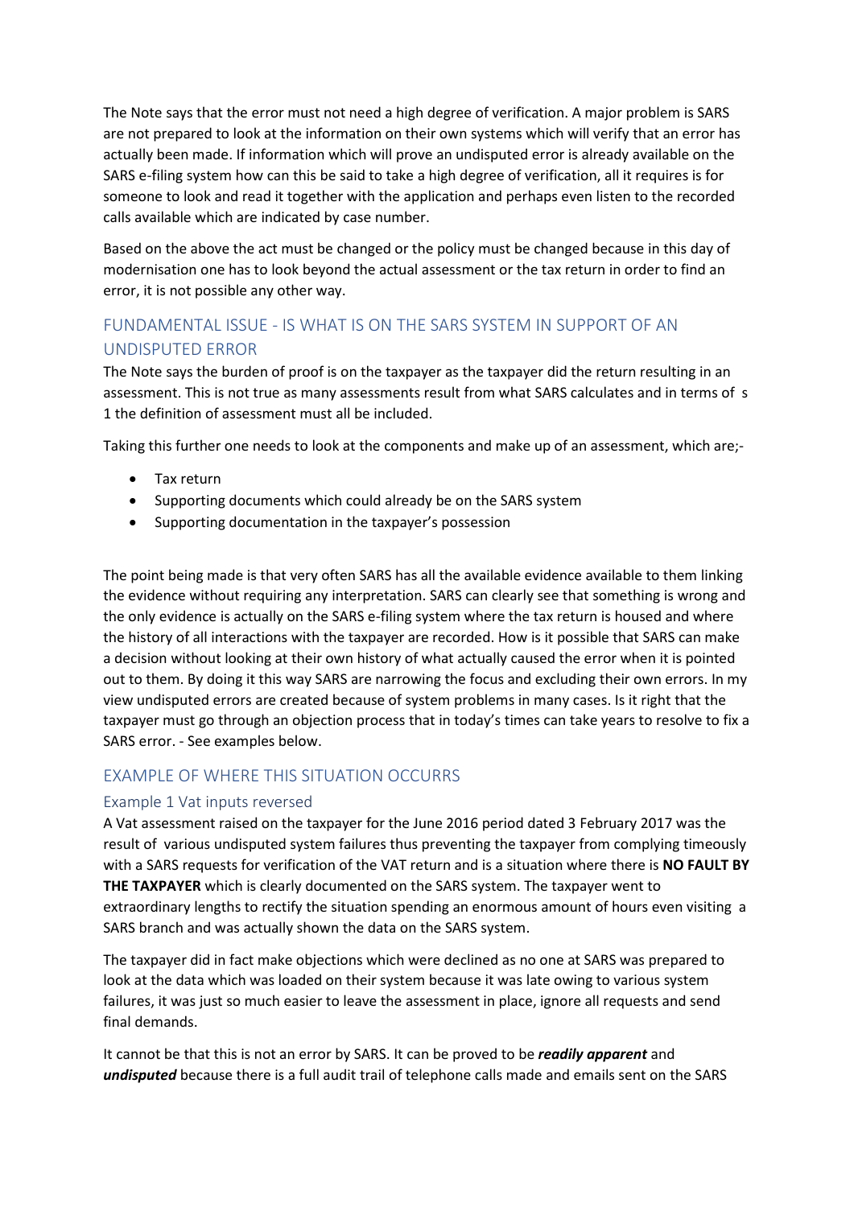The Note says that the error must not need a high degree of verification. A major problem is SARS are not prepared to look at the information on their own systems which will verify that an error has actually been made. If information which will prove an undisputed error is already available on the SARS e-filing system how can this be said to take a high degree of verification, all it requires is for someone to look and read it together with the application and perhaps even listen to the recorded calls available which are indicated by case number.

Based on the above the act must be changed or the policy must be changed because in this day of modernisation one has to look beyond the actual assessment or the tax return in order to find an error, it is not possible any other way.

## FUNDAMENTAL ISSUE - IS WHAT IS ON THE SARS SYSTEM IN SUPPORT OF AN UNDISPUTED ERROR

The Note says the burden of proof is on the taxpayer as the taxpayer did the return resulting in an assessment. This is not true as many assessments result from what SARS calculates and in terms of s 1 the definition of assessment must all be included.

Taking this further one needs to look at the components and make up of an assessment, which are;-

- Tax return
- Supporting documents which could already be on the SARS system
- Supporting documentation in the taxpayer's possession

The point being made is that very often SARS has all the available evidence available to them linking the evidence without requiring any interpretation. SARS can clearly see that something is wrong and the only evidence is actually on the SARS e-filing system where the tax return is housed and where the history of all interactions with the taxpayer are recorded. How is it possible that SARS can make a decision without looking at their own history of what actually caused the error when it is pointed out to them. By doing it this way SARS are narrowing the focus and excluding their own errors. In my view undisputed errors are created because of system problems in many cases. Is it right that the taxpayer must go through an objection process that in today's times can take years to resolve to fix a SARS error. - See examples below.

## EXAMPLE OF WHERE THIS SITUATION OCCURRS

### Example 1 Vat inputs reversed

A Vat assessment raised on the taxpayer for the June 2016 period dated 3 February 2017 was the result of various undisputed system failures thus preventing the taxpayer from complying timeously with a SARS requests for verification of the VAT return and is a situation where there is **NO FAULT BY THE TAXPAYER** which is clearly documented on the SARS system. The taxpayer went to extraordinary lengths to rectify the situation spending an enormous amount of hours even visiting a SARS branch and was actually shown the data on the SARS system.

The taxpayer did in fact make objections which were declined as no one at SARS was prepared to look at the data which was loaded on their system because it was late owing to various system failures, it was just so much easier to leave the assessment in place, ignore all requests and send final demands.

It cannot be that this is not an error by SARS. It can be proved to be ***readily apparent*** and ***undisputed*** because there is a full audit trail of telephone calls made and emails sent on the SARS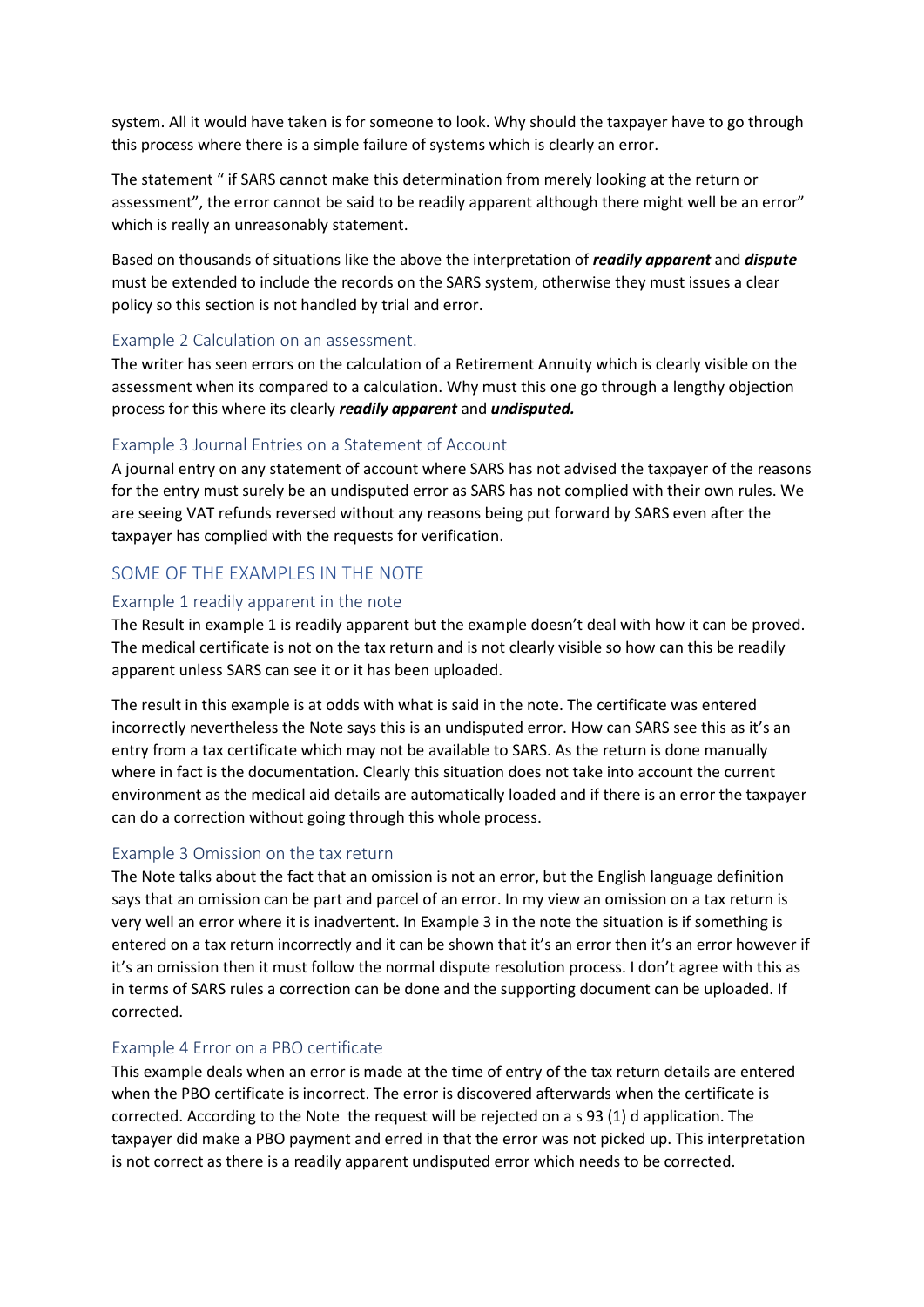system. All it would have taken is for someone to look. Why should the taxpayer have to go through this process where there is a simple failure of systems which is clearly an error.

The statement " if SARS cannot make this determination from merely looking at the return or assessment", the error cannot be said to be readily apparent although there might well be an error" which is really an unreasonably statement.

Based on thousands of situations like the above the interpretation of ***readily apparent*** and ***dispute*** must be extended to include the records on the SARS system, otherwise they must issues a clear policy so this section is not handled by trial and error.

### Example 2 Calculation on an assessment.

The writer has seen errors on the calculation of a Retirement Annuity which is clearly visible on the assessment when its compared to a calculation. Why must this one go through a lengthy objection process for this where its clearly ***readily apparent*** and ***undisputed.***

### Example 3 Journal Entries on a Statement of Account

A journal entry on any statement of account where SARS has not advised the taxpayer of the reasons for the entry must surely be an undisputed error as SARS has not complied with their own rules. We are seeing VAT refunds reversed without any reasons being put forward by SARS even after the taxpayer has complied with the requests for verification.

## SOME OF THE EXAMPLES IN THE NOTE

### Example 1 readily apparent in the note

The Result in example 1 is readily apparent but the example doesn't deal with how it can be proved. The medical certificate is not on the tax return and is not clearly visible so how can this be readily apparent unless SARS can see it or it has been uploaded.

The result in this example is at odds with what is said in the note. The certificate was entered incorrectly nevertheless the Note says this is an undisputed error. How can SARS see this as it's an entry from a tax certificate which may not be available to SARS. As the return is done manually where in fact is the documentation. Clearly this situation does not take into account the current environment as the medical aid details are automatically loaded and if there is an error the taxpayer can do a correction without going through this whole process.

### Example 3 Omission on the tax return

The Note talks about the fact that an omission is not an error, but the English language definition says that an omission can be part and parcel of an error. In my view an omission on a tax return is very well an error where it is inadvertent. In Example 3 in the note the situation is if something is entered on a tax return incorrectly and it can be shown that it's an error then it's an error however if it's an omission then it must follow the normal dispute resolution process. I don't agree with this as in terms of SARS rules a correction can be done and the supporting document can be uploaded. If corrected.

### Example 4 Error on a PBO certificate

This example deals when an error is made at the time of entry of the tax return details are entered when the PBO certificate is incorrect. The error is discovered afterwards when the certificate is corrected. According to the Note the request will be rejected on a s 93 (1) d application. The taxpayer did make a PBO payment and erred in that the error was not picked up. This interpretation is not correct as there is a readily apparent undisputed error which needs to be corrected.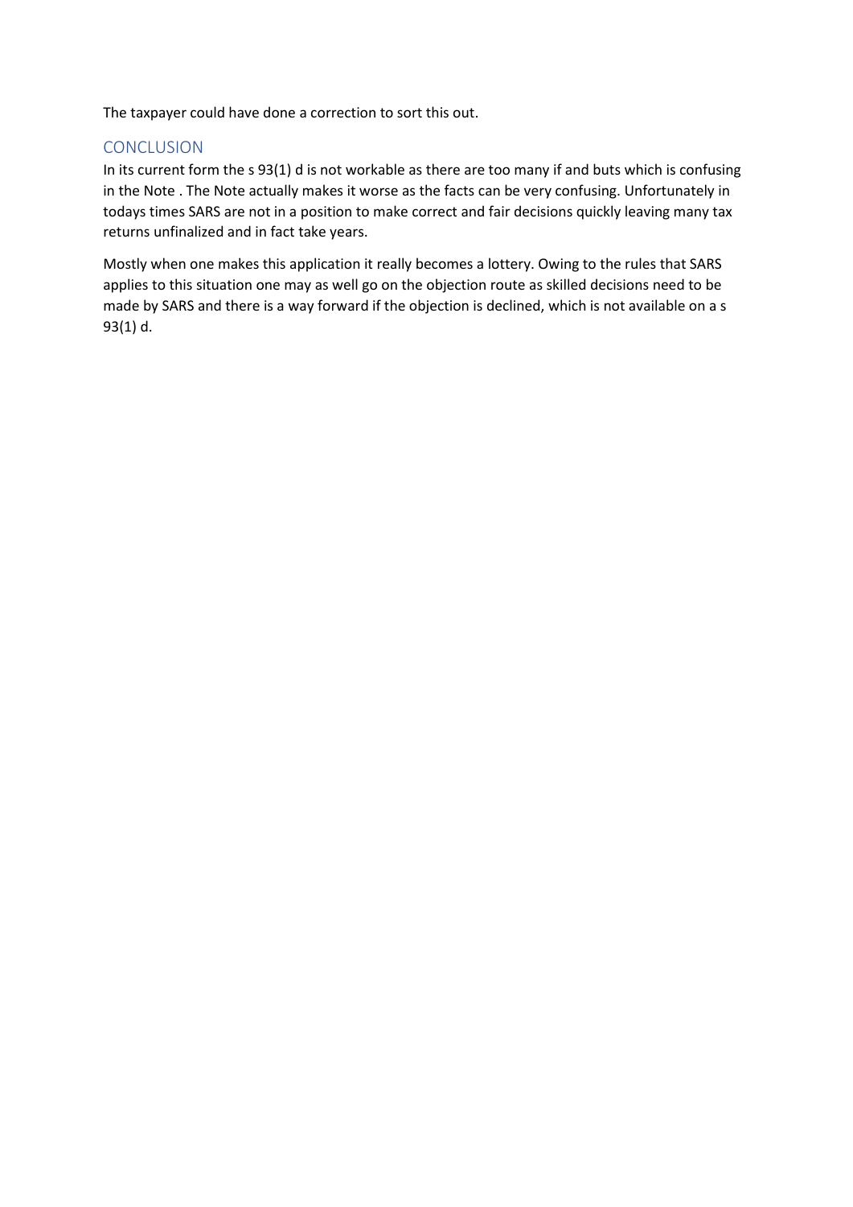The taxpayer could have done a correction to sort this out.

## CONCLUSION

In its current form the s 93(1) d is not workable as there are too many if and buts which is confusing in the Note . The Note actually makes it worse as the facts can be very confusing. Unfortunately in todays times SARS are not in a position to make correct and fair decisions quickly leaving many tax returns unfinalized and in fact take years.

Mostly when one makes this application it really becomes a lottery. Owing to the rules that SARS applies to this situation one may as well go on the objection route as skilled decisions need to be made by SARS and there is a way forward if the objection is declined, which is not available on a s 93(1) d.